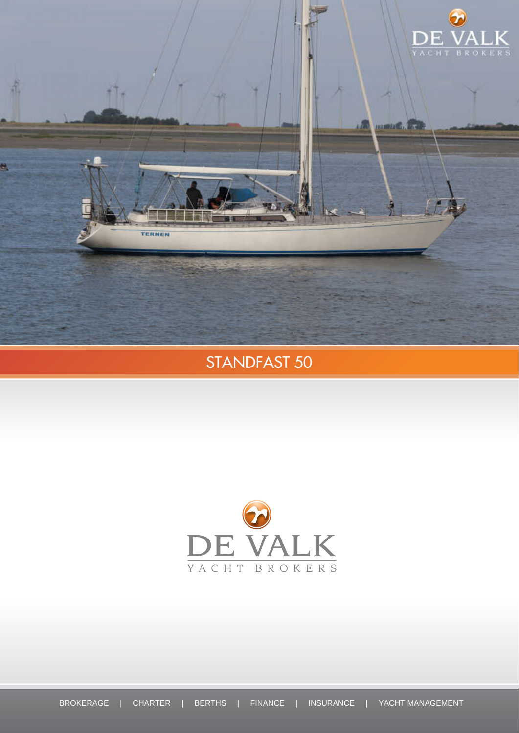# STANDFAST 50

DE VALK

YACHT BROKERS

BROKERAGE | CHARTER | BERTHS | FINANCE | INSURANCE | YACHT MANAGEMENT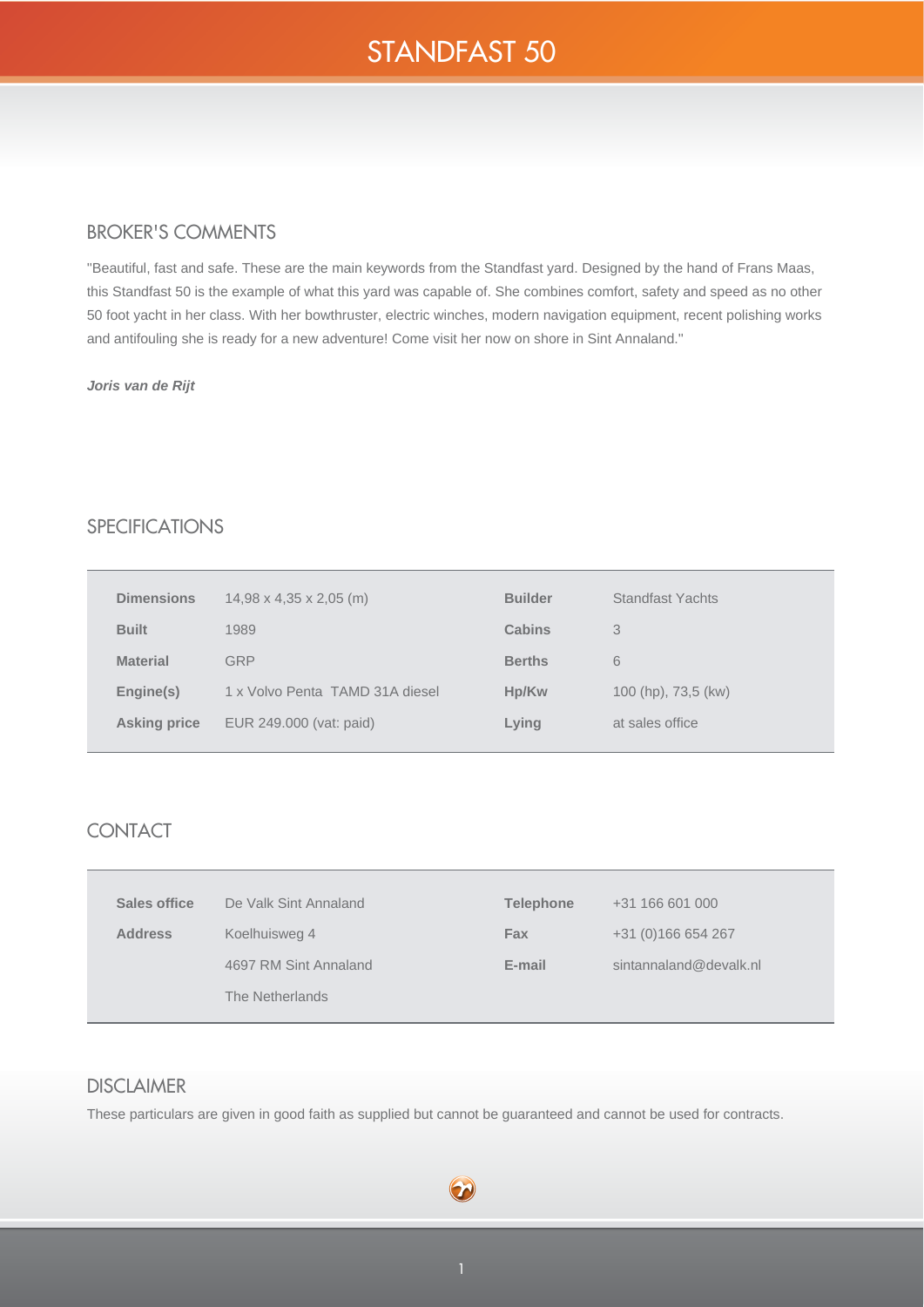# STANDFAST 50

## BROKER'S COMMENTS

"Beautiful, fast and safe. These are the main keywords from the Standfast yard. Designed by the hand of Frans Maas, this Standfast 50 is the example of what this yard was capable of. She combines comfort, safety and speed as no other 50 foot yacht in her class. With her bowthruster, electric winches, modern navigation equipment, recent polishing works and antifouling she is ready for a new adventure! Come visit her now on shore in Sint Annaland."

***Joris van de Rijt***

## SPECIFICATIONS

| | | | |
|---|---|---|---|
| **Dimensions** | 14,98 x 4,35 x 2,05 (m) | **Builder** | Standfast Yachts |
| **Built** | 1989 | **Cabins** | 3 |
| **Material** | GRP | **Berths** | 6 |
| **Engine(s)** | 1 x Volvo Penta TAMD 31A diesel | **Hp/Kw** | 100 (hp), 73,5 (kw) |
| **Asking price** | EUR 249.000 (vat: paid) | **Lying** | at sales office |

## CONTACT

| | | | |
|---|---|---|---|
| **Sales office** | De Valk Sint Annaland | **Telephone** | +31 166 601 000 |
| **Address** | Koelhuisweg 4 | **Fax** | +31 (0)166 654 267 |
| | 4697 RM Sint Annaland | **E-mail** | sintannaland@devalk.nl |
| | The Netherlands | | |

## DISCLAIMER

These particulars are given in good faith as supplied but cannot be guaranteed and cannot be used for contracts.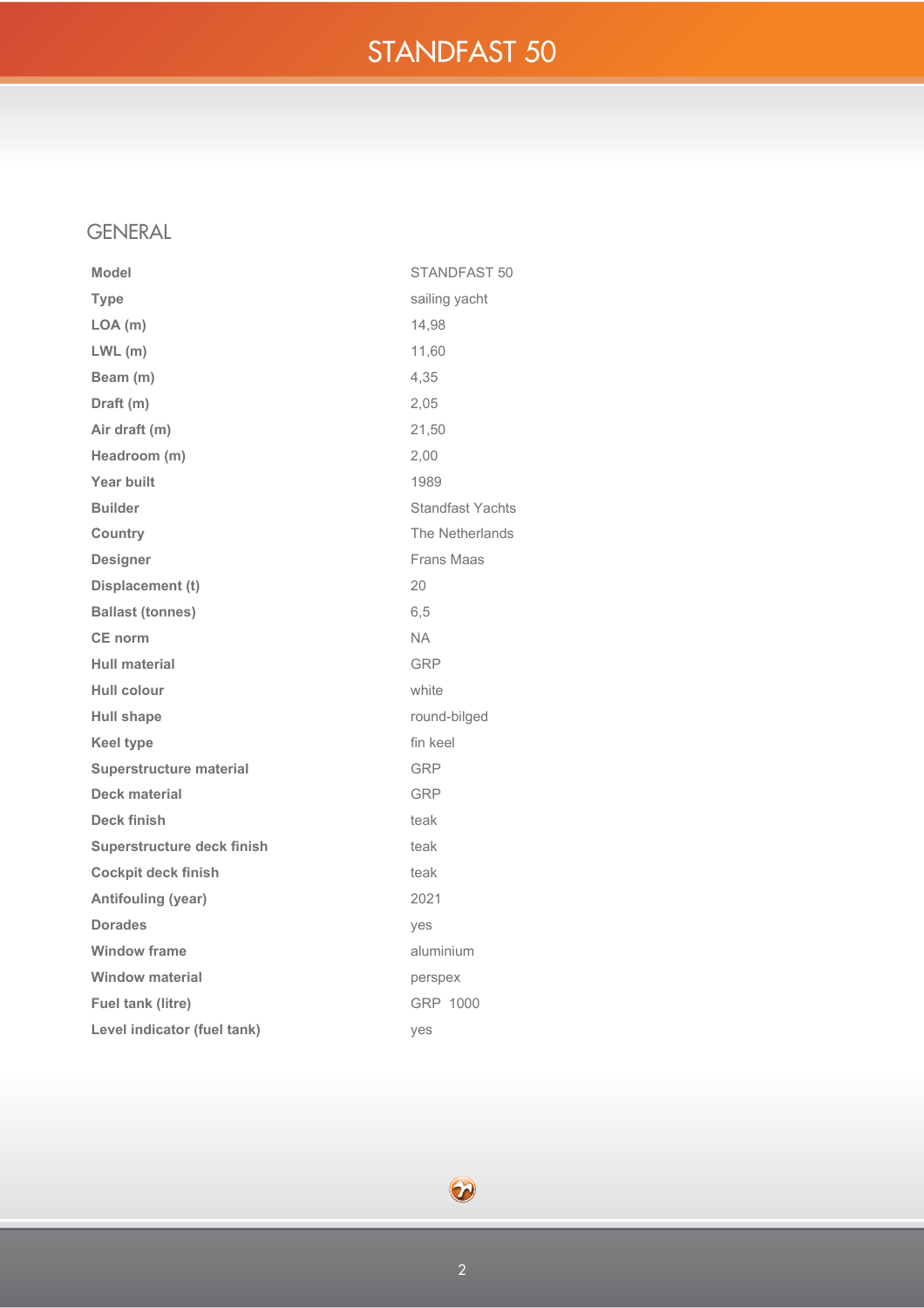# STANDFAST 50

## GENERAL

| | |
|---|---|
| **Model** | STANDFAST 50 |
| **Type** | sailing yacht |
| **LOA (m)** | 14,98 |
| **LWL (m)** | 11,60 |
| **Beam (m)** | 4,35 |
| **Draft (m)** | 2,05 |
| **Air draft (m)** | 21,50 |
| **Headroom (m)** | 2,00 |
| **Year built** | 1989 |
| **Builder** | Standfast Yachts |
| **Country** | The Netherlands |
| **Designer** | Frans Maas |
| **Displacement (t)** | 20 |
| **Ballast (tonnes)** | 6,5 |
| **CE norm** | NA |
| **Hull material** | GRP |
| **Hull colour** | white |
| **Hull shape** | round-bilged |
| **Keel type** | fin keel |
| **Superstructure material** | GRP |
| **Deck material** | GRP |
| **Deck finish** | teak |
| **Superstructure deck finish** | teak |
| **Cockpit deck finish** | teak |
| **Antifouling (year)** | 2021 |
| **Dorades** | yes |
| **Window frame** | aluminium |
| **Window material** | perspex |
| **Fuel tank (litre)** | GRP 1000 |
| **Level indicator (fuel tank)** | yes |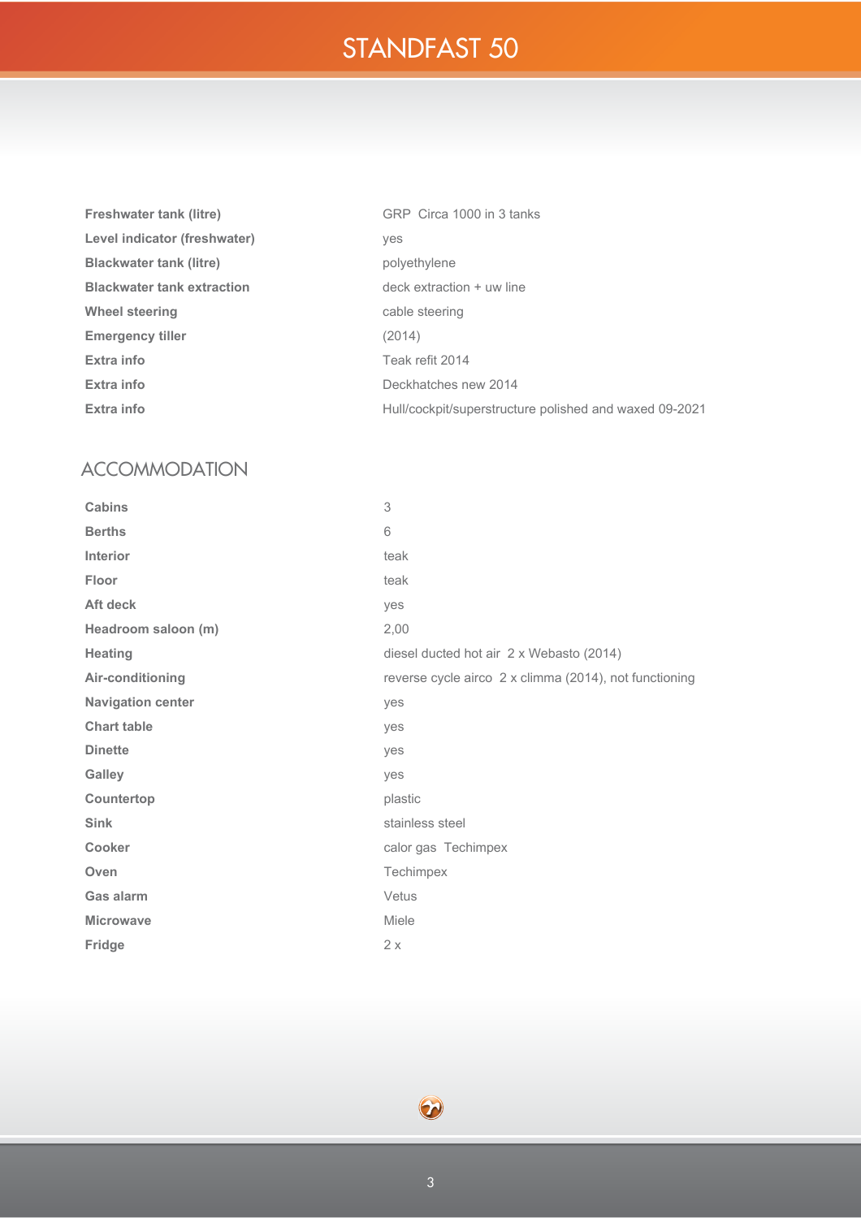# STANDFAST 50

| | |
|---|---|
| **Freshwater tank (litre)** | GRP Circa 1000 in 3 tanks |
| **Level indicator (freshwater)** | yes |
| **Blackwater tank (litre)** | polyethylene |
| **Blackwater tank extraction** | deck extraction + uw line |
| **Wheel steering** | cable steering |
| **Emergency tiller** | (2014) |
| **Extra info** | Teak refit 2014 |
| **Extra info** | Deckhatches new 2014 |
| **Extra info** | Hull/cockpit/superstructure polished and waxed 09-2021 |

## ACCOMMODATION

| | |
|---|---|
| **Cabins** | 3 |
| **Berths** | 6 |
| **Interior** | teak |
| **Floor** | teak |
| **Aft deck** | yes |
| **Headroom saloon (m)** | 2,00 |
| **Heating** | diesel ducted hot air 2 x Webasto (2014) |
| **Air-conditioning** | reverse cycle airco 2 x climma (2014), not functioning |
| **Navigation center** | yes |
| **Chart table** | yes |
| **Dinette** | yes |
| **Galley** | yes |
| **Countertop** | plastic |
| **Sink** | stainless steel |
| **Cooker** | calor gas Techimpex |
| **Oven** | Techimpex |
| **Gas alarm** | Vetus |
| **Microwave** | Miele |
| **Fridge** | 2 x |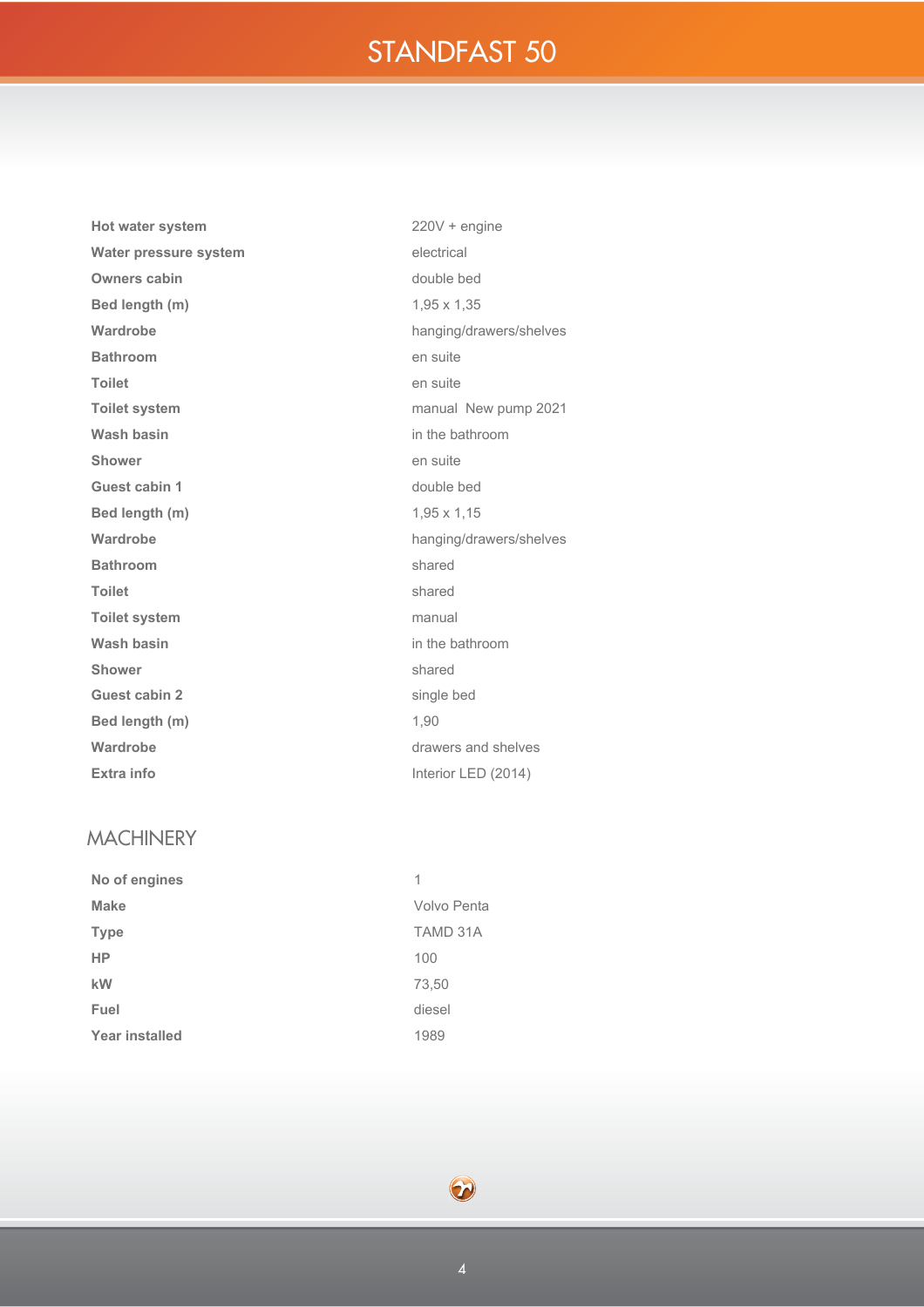# STANDFAST 50

| | |
|---|---|
| **Hot water system** | 220V + engine |
| **Water pressure system** | electrical |
| **Owners cabin** | double bed |
| **Bed length (m)** | 1,95 x 1,35 |
| **Wardrobe** | hanging/drawers/shelves |
| **Bathroom** | en suite |
| **Toilet** | en suite |
| **Toilet system** | manual  New pump 2021 |
| **Wash basin** | in the bathroom |
| **Shower** | en suite |
| **Guest cabin 1** | double bed |
| **Bed length (m)** | 1,95 x 1,15 |
| **Wardrobe** | hanging/drawers/shelves |
| **Bathroom** | shared |
| **Toilet** | shared |
| **Toilet system** | manual |
| **Wash basin** | in the bathroom |
| **Shower** | shared |
| **Guest cabin 2** | single bed |
| **Bed length (m)** | 1,90 |
| **Wardrobe** | drawers and shelves |
| **Extra info** | Interior LED (2014) |

## MACHINERY

| | |
|---|---|
| **No of engines** | 1 |
| **Make** | Volvo Penta |
| **Type** | TAMD 31A |
| **HP** | 100 |
| **kW** | 73,50 |
| **Fuel** | diesel |
| **Year installed** | 1989 |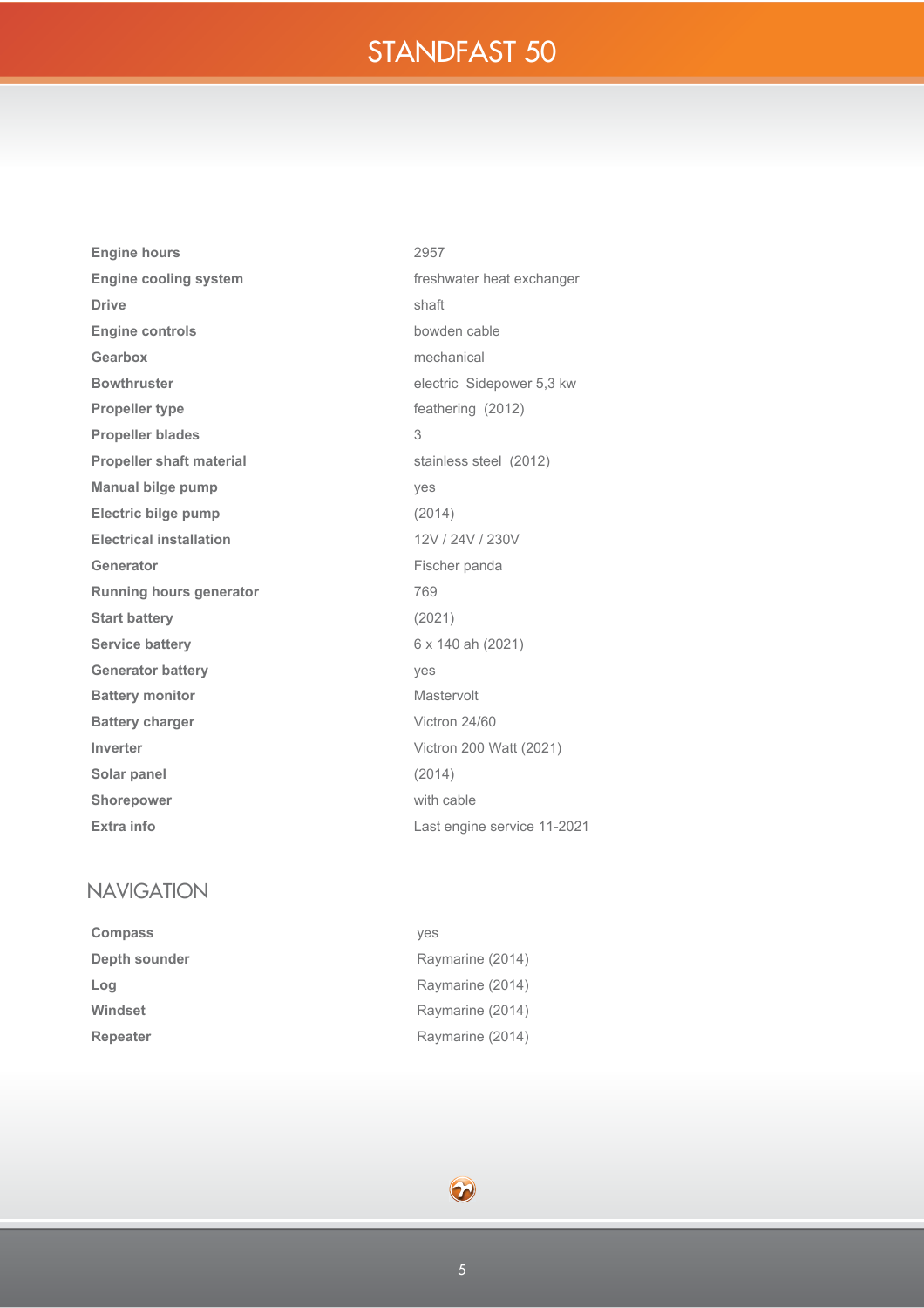# STANDFAST 50

| | |
|---|---|
| **Engine hours** | 2957 |
| **Engine cooling system** | freshwater heat exchanger |
| **Drive** | shaft |
| **Engine controls** | bowden cable |
| **Gearbox** | mechanical |
| **Bowthruster** | electric  Sidepower 5,3 kw |
| **Propeller type** | feathering  (2012) |
| **Propeller blades** | 3 |
| **Propeller shaft material** | stainless steel  (2012) |
| **Manual bilge pump** | yes |
| **Electric bilge pump** | (2014) |
| **Electrical installation** | 12V / 24V / 230V |
| **Generator** | Fischer panda |
| **Running hours generator** | 769 |
| **Start battery** | (2021) |
| **Service battery** | 6 x 140 ah (2021) |
| **Generator battery** | yes |
| **Battery monitor** | Mastervolt |
| **Battery charger** | Victron 24/60 |
| **Inverter** | Victron 200 Watt (2021) |
| **Solar panel** | (2014) |
| **Shorepower** | with cable |
| **Extra info** | Last engine service 11-2021 |

## NAVIGATION

| | |
|---|---|
| **Compass** | yes |
| **Depth sounder** | Raymarine (2014) |
| **Log** | Raymarine (2014) |
| **Windset** | Raymarine (2014) |
| **Repeater** | Raymarine (2014) |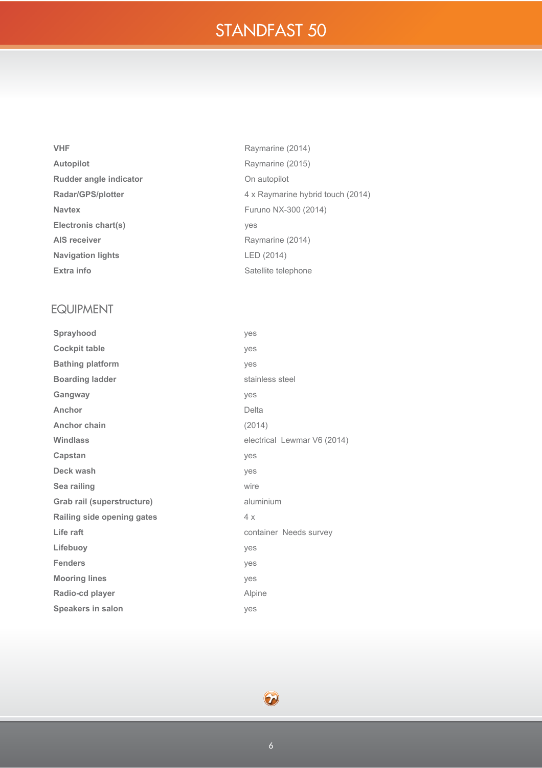| | |
|---|---|
| **VHF** | Raymarine (2014) |
| **Autopilot** | Raymarine (2015) |
| **Rudder angle indicator** | On autopilot |
| **Radar/GPS/plotter** | 4 x Raymarine hybrid touch (2014) |
| **Navtex** | Furuno NX-300 (2014) |
| **Electronis chart(s)** | yes |
| **AIS receiver** | Raymarine (2014) |
| **Navigation lights** | LED (2014) |
| **Extra info** | Satellite telephone |

## EQUIPMENT

| | |
|---|---|
| **Sprayhood** | yes |
| **Cockpit table** | yes |
| **Bathing platform** | yes |
| **Boarding ladder** | stainless steel |
| **Gangway** | yes |
| **Anchor** | Delta |
| **Anchor chain** | (2014) |
| **Windlass** | electrical Lewmar V6 (2014) |
| **Capstan** | yes |
| **Deck wash** | yes |
| **Sea railing** | wire |
| **Grab rail (superstructure)** | aluminium |
| **Railing side opening gates** | 4 x |
| **Life raft** | container Needs survey |
| **Lifebuoy** | yes |
| **Fenders** | yes |
| **Mooring lines** | yes |
| **Radio-cd player** | Alpine |
| **Speakers in salon** | yes |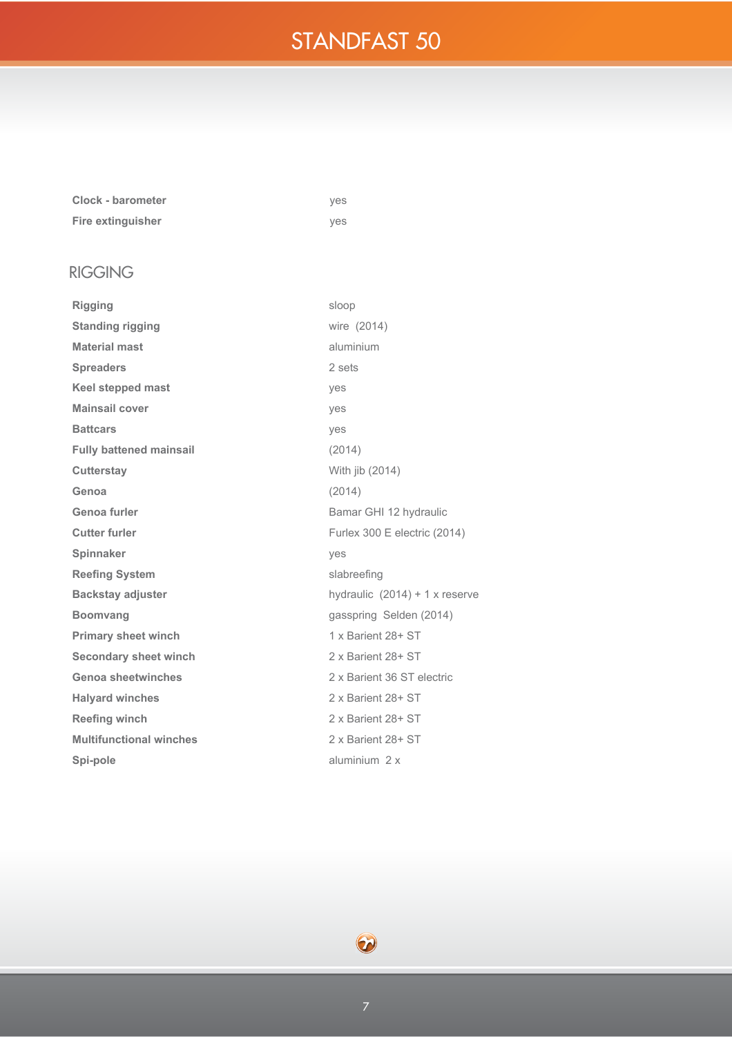| | |
|---|---|
| **Clock - barometer** | yes |
| **Fire extinguisher** | yes |

## RIGGING

| | |
|---|---|
| **Rigging** | sloop |
| **Standing rigging** | wire (2014) |
| **Material mast** | aluminium |
| **Spreaders** | 2 sets |
| **Keel stepped mast** | yes |
| **Mainsail cover** | yes |
| **Battcars** | yes |
| **Fully battened mainsail** | (2014) |
| **Cutterstay** | With jib (2014) |
| **Genoa** | (2014) |
| **Genoa furler** | Bamar GHI 12 hydraulic |
| **Cutter furler** | Furlex 300 E electric (2014) |
| **Spinnaker** | yes |
| **Reefing System** | slabreefing |
| **Backstay adjuster** | hydraulic (2014) + 1 x reserve |
| **Boomvang** | gasspring Selden (2014) |
| **Primary sheet winch** | 1 x Barient 28+ ST |
| **Secondary sheet winch** | 2 x Barient 28+ ST |
| **Genoa sheetwinches** | 2 x Barient 36 ST electric |
| **Halyard winches** | 2 x Barient 28+ ST |
| **Reefing winch** | 2 x Barient 28+ ST |
| **Multifunctional winches** | 2 x Barient 28+ ST |
| **Spi-pole** | aluminium 2 x |